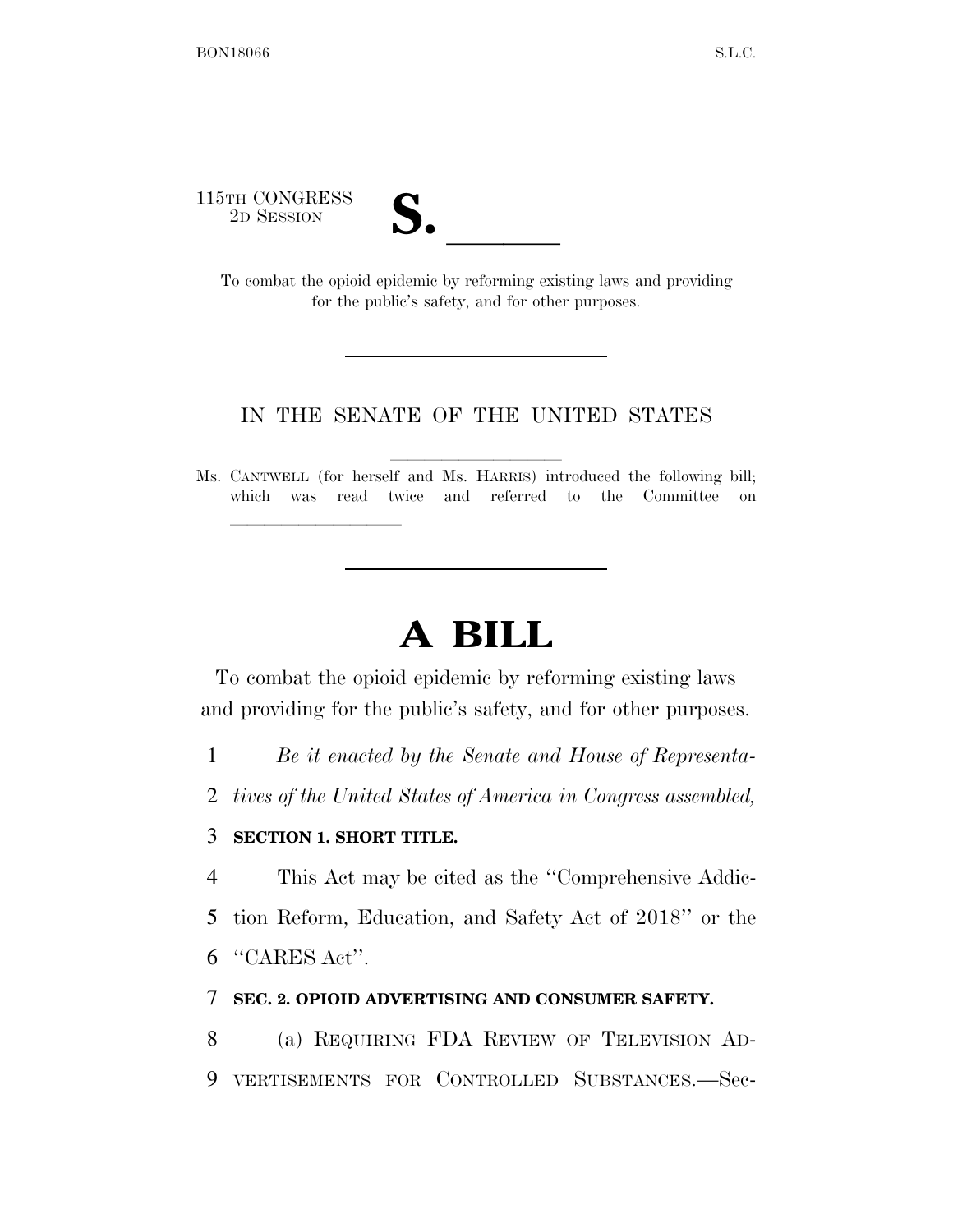115TH CONGRESS
2D SESSION

**S. \_\_\_\_\_\_**

To combat the opioid epidemic by reforming existing laws and providing for the public's safety, and for other purposes.

---

IN THE SENATE OF THE UNITED STATES

Ms. CANTWELL (for herself and Ms. HARRIS) introduced the following bill; which was read twice and referred to the Committee on \_\_\_\_\_\_\_\_\_\_

---

# A BILL

To combat the opioid epidemic by reforming existing laws and providing for the public's safety, and for other purposes.

1 *Be it enacted by the Senate and House of Representa-*
2 *tives of the United States of America in Congress assembled,*

3 **SECTION 1. SHORT TITLE.**

4 This Act may be cited as the ''Comprehensive Addic-
5 tion Reform, Education, and Safety Act of 2018'' or the
6 ''CARES Act''.

7 **SEC. 2. OPIOID ADVERTISING AND CONSUMER SAFETY.**

8 (a) REQUIRING FDA REVIEW OF TELEVISION AD-
9 VERTISEMENTS FOR CONTROLLED SUBSTANCES.—Sec-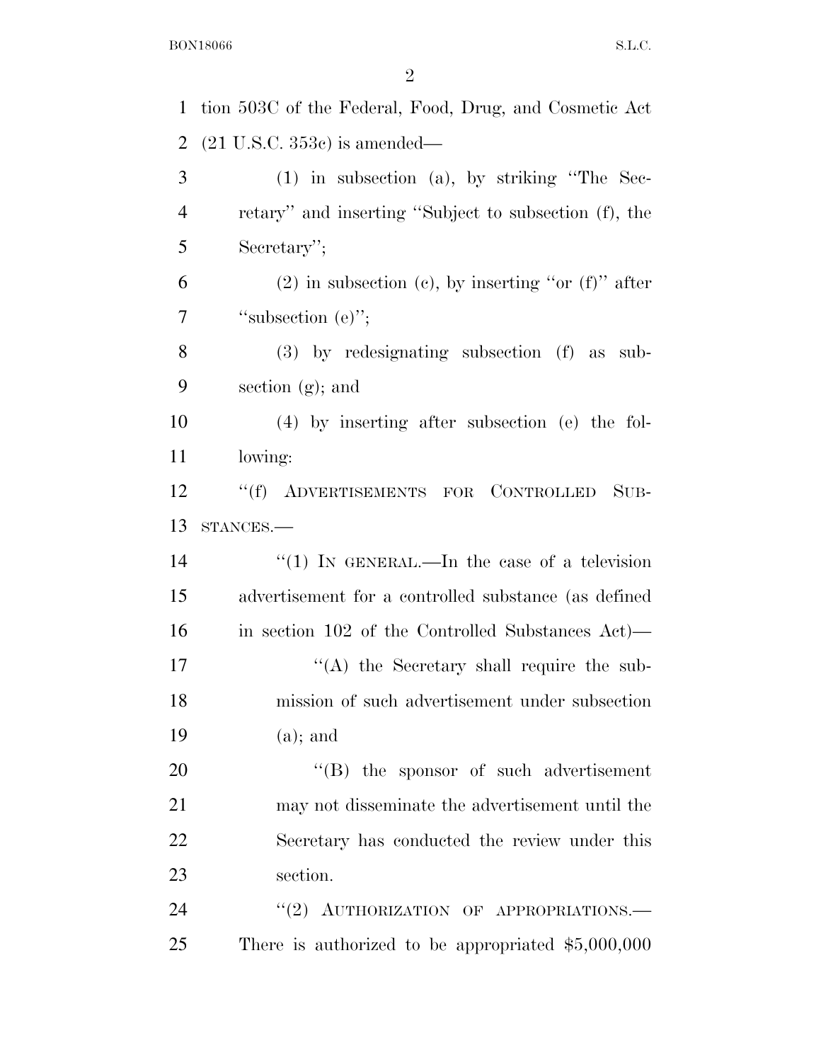tion 503C of the Federal, Food, Drug, and Cosmetic Act (21 U.S.C. 353c) is amended—

(1) in subsection (a), by striking "The Secretary" and inserting "Subject to subsection (f), the Secretary";

(2) in subsection (c), by inserting "or (f)" after "subsection (e)";

(3) by redesignating subsection (f) as subsection (g); and

(4) by inserting after subsection (e) the following:

"(f) ADVERTISEMENTS FOR CONTROLLED SUBSTANCES.—

"(1) IN GENERAL.—In the case of a television advertisement for a controlled substance (as defined in section 102 of the Controlled Substances Act)—

"(A) the Secretary shall require the submission of such advertisement under subsection (a); and

"(B) the sponsor of such advertisement may not disseminate the advertisement until the Secretary has conducted the review under this section.

"(2) AUTHORIZATION OF APPROPRIATIONS.—There is authorized to be appropriated $5,000,000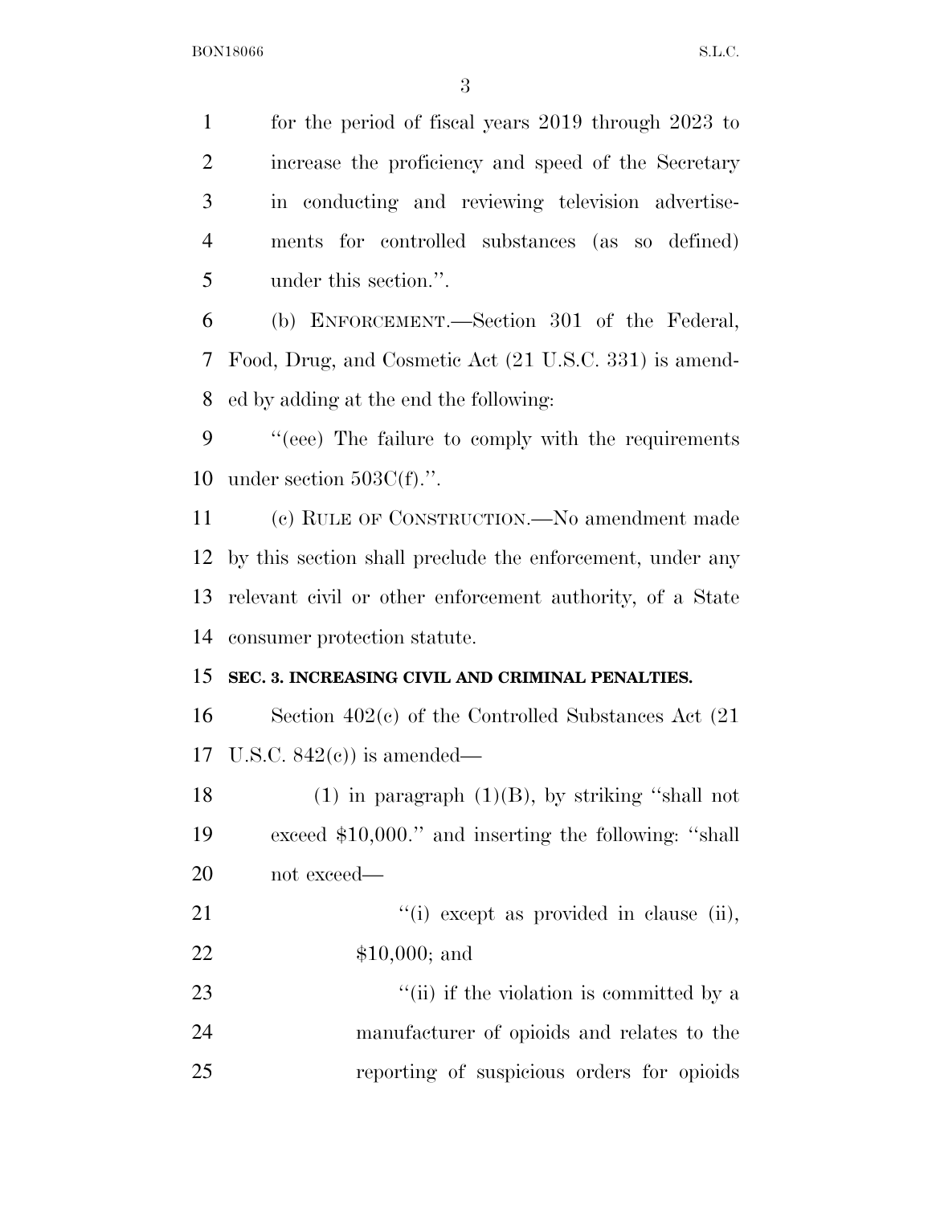for the period of fiscal years 2019 through 2023 to increase the proficiency and speed of the Secretary in conducting and reviewing television advertisements for controlled substances (as so defined) under this section.''.

(b) ENFORCEMENT.—Section 301 of the Federal, Food, Drug, and Cosmetic Act (21 U.S.C. 331) is amended by adding at the end the following:

''(eee) The failure to comply with the requirements under section 503C(f).''.

(c) RULE OF CONSTRUCTION.—No amendment made by this section shall preclude the enforcement, under any relevant civil or other enforcement authority, of a State consumer protection statute.

**SEC. 3. INCREASING CIVIL AND CRIMINAL PENALTIES.**

Section 402(c) of the Controlled Substances Act (21 U.S.C. 842(c)) is amended—

(1) in paragraph (1)(B), by striking ''shall not exceed $10,000.'' and inserting the following: ''shall not exceed—

''(i) except as provided in clause (ii), $10,000; and

''(ii) if the violation is committed by a manufacturer of opioids and relates to the reporting of suspicious orders for opioids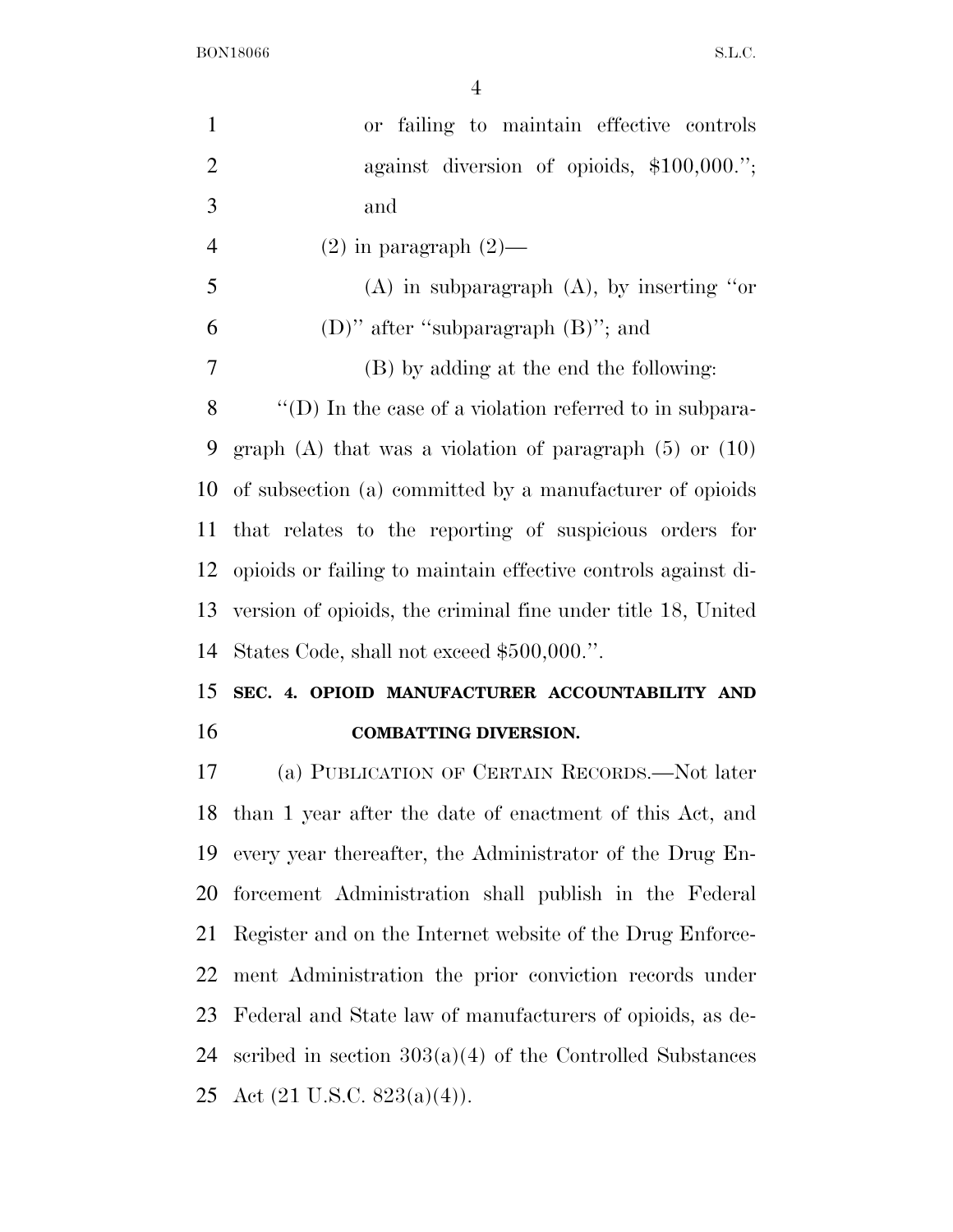or failing to maintain effective controls against diversion of opioids, $100,000.''; and

(2) in paragraph (2)—

(A) in subparagraph (A), by inserting ''or (D)'' after ''subparagraph (B)''; and

(B) by adding at the end the following:

''(D) In the case of a violation referred to in subparagraph (A) that was a violation of paragraph (5) or (10) of subsection (a) committed by a manufacturer of opioids that relates to the reporting of suspicious orders for opioids or failing to maintain effective controls against diversion of opioids, the criminal fine under title 18, United States Code, shall not exceed $500,000.''.

**SEC. 4. OPIOID MANUFACTURER ACCOUNTABILITY AND COMBATTING DIVERSION.**

(a) PUBLICATION OF CERTAIN RECORDS.—Not later than 1 year after the date of enactment of this Act, and every year thereafter, the Administrator of the Drug Enforcement Administration shall publish in the Federal Register and on the Internet website of the Drug Enforcement Administration the prior conviction records under Federal and State law of manufacturers of opioids, as described in section 303(a)(4) of the Controlled Substances Act (21 U.S.C. 823(a)(4)).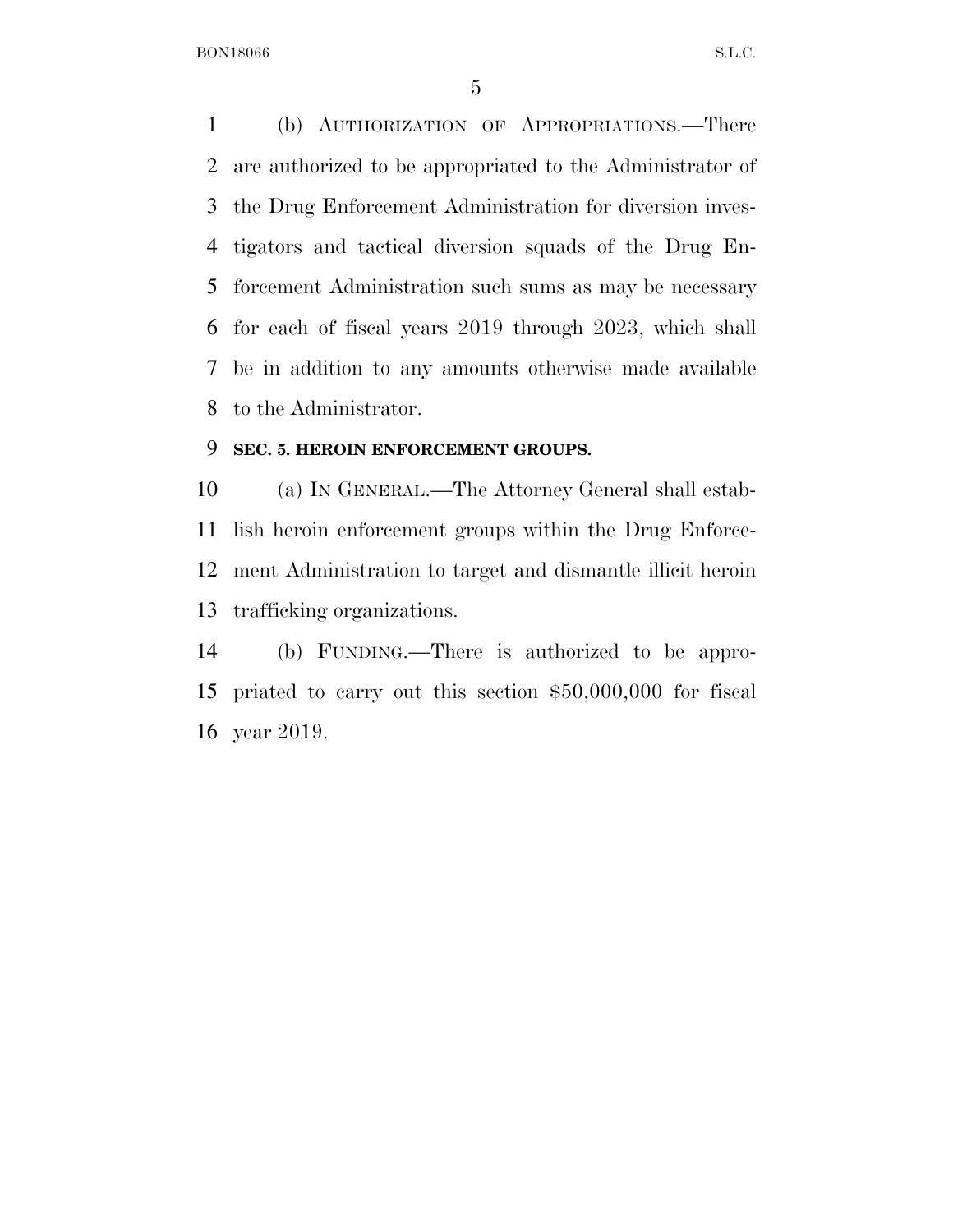(b) AUTHORIZATION OF APPROPRIATIONS.—There are authorized to be appropriated to the Administrator of the Drug Enforcement Administration for diversion investigators and tactical diversion squads of the Drug Enforcement Administration such sums as may be necessary for each of fiscal years 2019 through 2023, which shall be in addition to any amounts otherwise made available to the Administrator.

**SEC. 5. HEROIN ENFORCEMENT GROUPS.**

(a) IN GENERAL.—The Attorney General shall establish heroin enforcement groups within the Drug Enforcement Administration to target and dismantle illicit heroin trafficking organizations.

(b) FUNDING.—There is authorized to be appropriated to carry out this section $50,000,000 for fiscal year 2019.